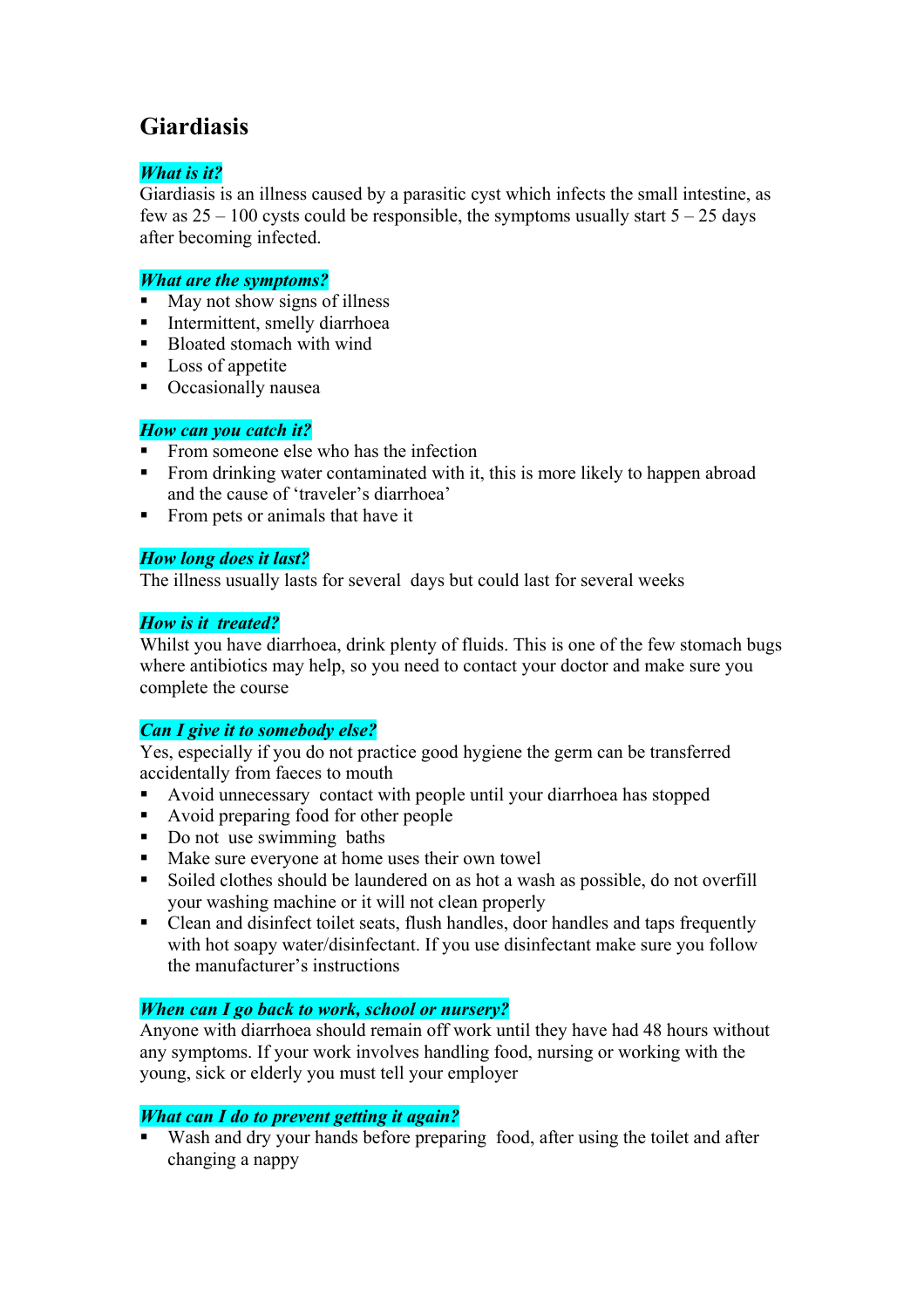# Giardiasis

***What is it?***

Giardiasis is an illness caused by a parasitic cyst which infects the small intestine, as few as 25 – 100 cysts could be responsible, the symptoms usually start 5 – 25 days after becoming infected.

***What are the symptoms?***

- May not show signs of illness
- Intermittent, smelly diarrhoea
- Bloated stomach with wind
- Loss of appetite
- Occasionally nausea

***How can you catch it?***

- From someone else who has the infection
- From drinking water contaminated with it, this is more likely to happen abroad and the cause of 'traveler's diarrhoea'
- From pets or animals that have it

***How long does it last?***

The illness usually lasts for several days but could last for several weeks

***How is it treated?***

Whilst you have diarrhoea, drink plenty of fluids. This is one of the few stomach bugs where antibiotics may help, so you need to contact your doctor and make sure you complete the course

***Can I give it to somebody else?***

Yes, especially if you do not practice good hygiene the germ can be transferred accidentally from faeces to mouth

- Avoid unnecessary contact with people until your diarrhoea has stopped
- Avoid preparing food for other people
- Do not use swimming baths
- Make sure everyone at home uses their own towel
- Soiled clothes should be laundered on as hot a wash as possible, do not overfill your washing machine or it will not clean properly
- Clean and disinfect toilet seats, flush handles, door handles and taps frequently with hot soapy water/disinfectant. If you use disinfectant make sure you follow the manufacturer's instructions

***When can I go back to work, school or nursery?***

Anyone with diarrhoea should remain off work until they have had 48 hours without any symptoms. If your work involves handling food, nursing or working with the young, sick or elderly you must tell your employer

***What can I do to prevent getting it again?***

- Wash and dry your hands before preparing food, after using the toilet and after changing a nappy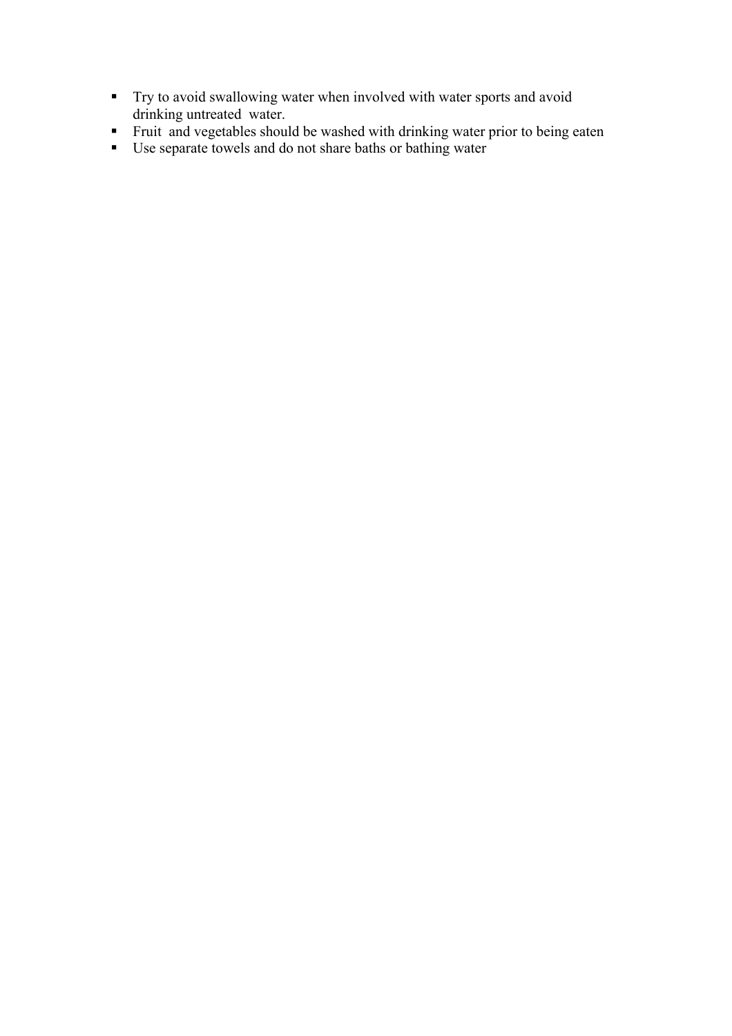- Try to avoid swallowing water when involved with water sports and avoid drinking untreated water.
- Fruit and vegetables should be washed with drinking water prior to being eaten
- Use separate towels and do not share baths or bathing water